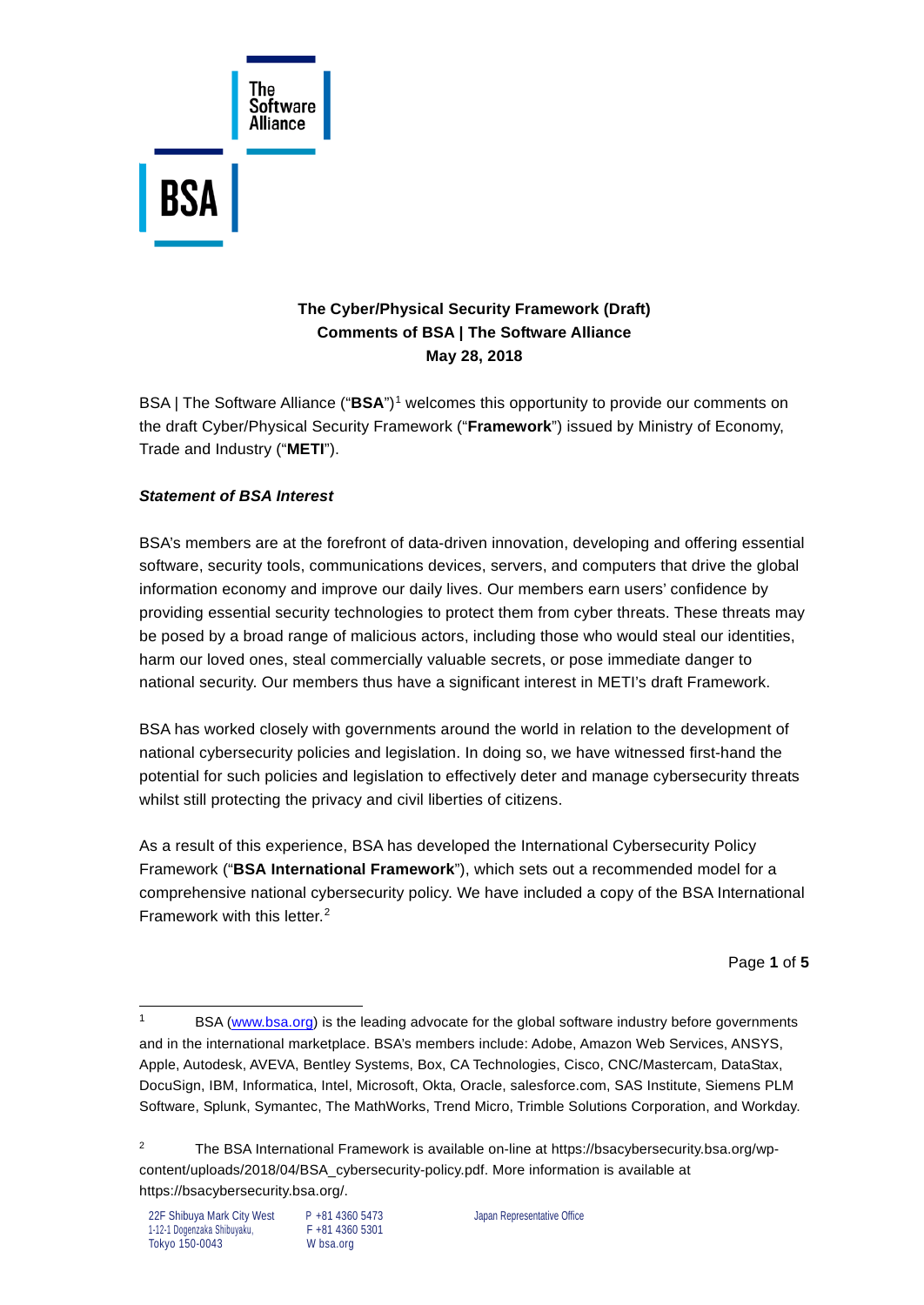**The Cyber/Physical Security Framework (Draft)**
**Comments of BSA | The Software Alliance**
**May 28, 2018**

BSA | The Software Alliance ("**BSA**")[1] welcomes this opportunity to provide our comments on the draft Cyber/Physical Security Framework ("**Framework**") issued by Ministry of Economy, Trade and Industry ("**METI**").

***Statement of BSA Interest***

BSA's members are at the forefront of data-driven innovation, developing and offering essential software, security tools, communications devices, servers, and computers that drive the global information economy and improve our daily lives. Our members earn users' confidence by providing essential security technologies to protect them from cyber threats. These threats may be posed by a broad range of malicious actors, including those who would steal our identities, harm our loved ones, steal commercially valuable secrets, or pose immediate danger to national security. Our members thus have a significant interest in METI's draft Framework.

BSA has worked closely with governments around the world in relation to the development of national cybersecurity policies and legislation. In doing so, we have witnessed first-hand the potential for such policies and legislation to effectively deter and manage cybersecurity threats whilst still protecting the privacy and civil liberties of citizens.

As a result of this experience, BSA has developed the International Cybersecurity Policy Framework ("**BSA International Framework**"), which sets out a recommended model for a comprehensive national cybersecurity policy. We have included a copy of the BSA International Framework with this letter.[2]

---

[1] BSA (www.bsa.org) is the leading advocate for the global software industry before governments and in the international marketplace. BSA's members include: Adobe, Amazon Web Services, ANSYS, Apple, Autodesk, AVEVA, Bentley Systems, Box, CA Technologies, Cisco, CNC/Mastercam, DataStax, DocuSign, IBM, Informatica, Intel, Microsoft, Okta, Oracle, salesforce.com, SAS Institute, Siemens PLM Software, Splunk, Symantec, The MathWorks, Trend Micro, Trimble Solutions Corporation, and Workday.

[2] The BSA International Framework is available on-line at https://bsacybersecurity.bsa.org/wp-content/uploads/2018/04/BSA_cybersecurity-policy.pdf. More information is available at https://bsacybersecurity.bsa.org/.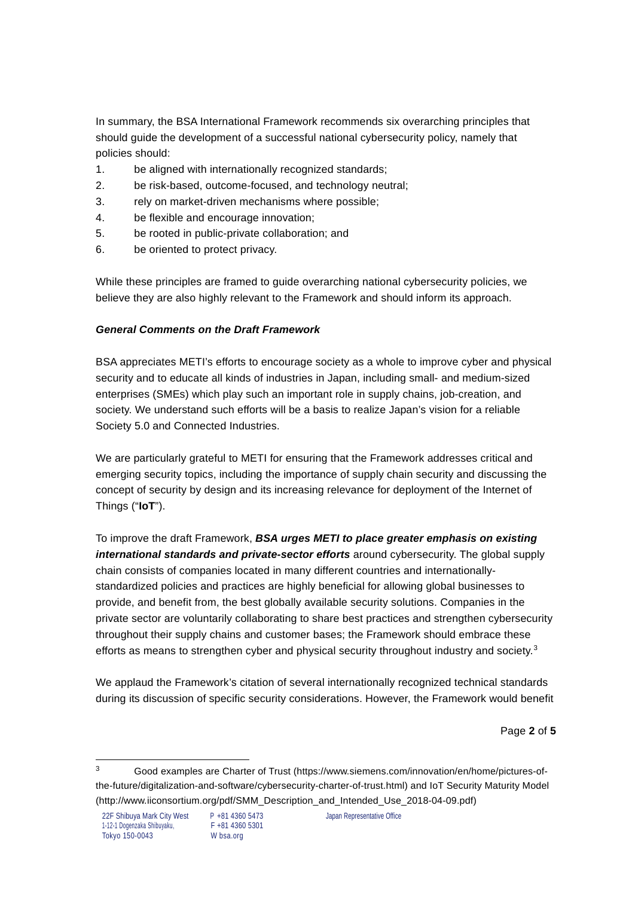In summary, the BSA International Framework recommends six overarching principles that should guide the development of a successful national cybersecurity policy, namely that policies should:

1. be aligned with internationally recognized standards;
2. be risk-based, outcome-focused, and technology neutral;
3. rely on market-driven mechanisms where possible;
4. be flexible and encourage innovation;
5. be rooted in public-private collaboration; and
6. be oriented to protect privacy.

While these principles are framed to guide overarching national cybersecurity policies, we believe they are also highly relevant to the Framework and should inform its approach.

***General Comments on the Draft Framework***

BSA appreciates METI's efforts to encourage society as a whole to improve cyber and physical security and to educate all kinds of industries in Japan, including small- and medium-sized enterprises (SMEs) which play such an important role in supply chains, job-creation, and society. We understand such efforts will be a basis to realize Japan's vision for a reliable Society 5.0 and Connected Industries.

We are particularly grateful to METI for ensuring that the Framework addresses critical and emerging security topics, including the importance of supply chain security and discussing the concept of security by design and its increasing relevance for deployment of the Internet of Things ("**IoT**").

To improve the draft Framework, ***BSA urges METI to place greater emphasis on existing international standards and private-sector efforts*** around cybersecurity. The global supply chain consists of companies located in many different countries and internationally-standardized policies and practices are highly beneficial for allowing global businesses to provide, and benefit from, the best globally available security solutions. Companies in the private sector are voluntarily collaborating to share best practices and strengthen cybersecurity throughout their supply chains and customer bases; the Framework should embrace these efforts as means to strengthen cyber and physical security throughout industry and society.[3]

We applaud the Framework's citation of several internationally recognized technical standards during its discussion of specific security considerations. However, the Framework would benefit

[3] Good examples are Charter of Trust (https://www.siemens.com/innovation/en/home/pictures-of-the-future/digitalization-and-software/cybersecurity-charter-of-trust.html) and IoT Security Maturity Model (http://www.iiconsortium.org/pdf/SMM_Description_and_Intended_Use_2018-04-09.pdf)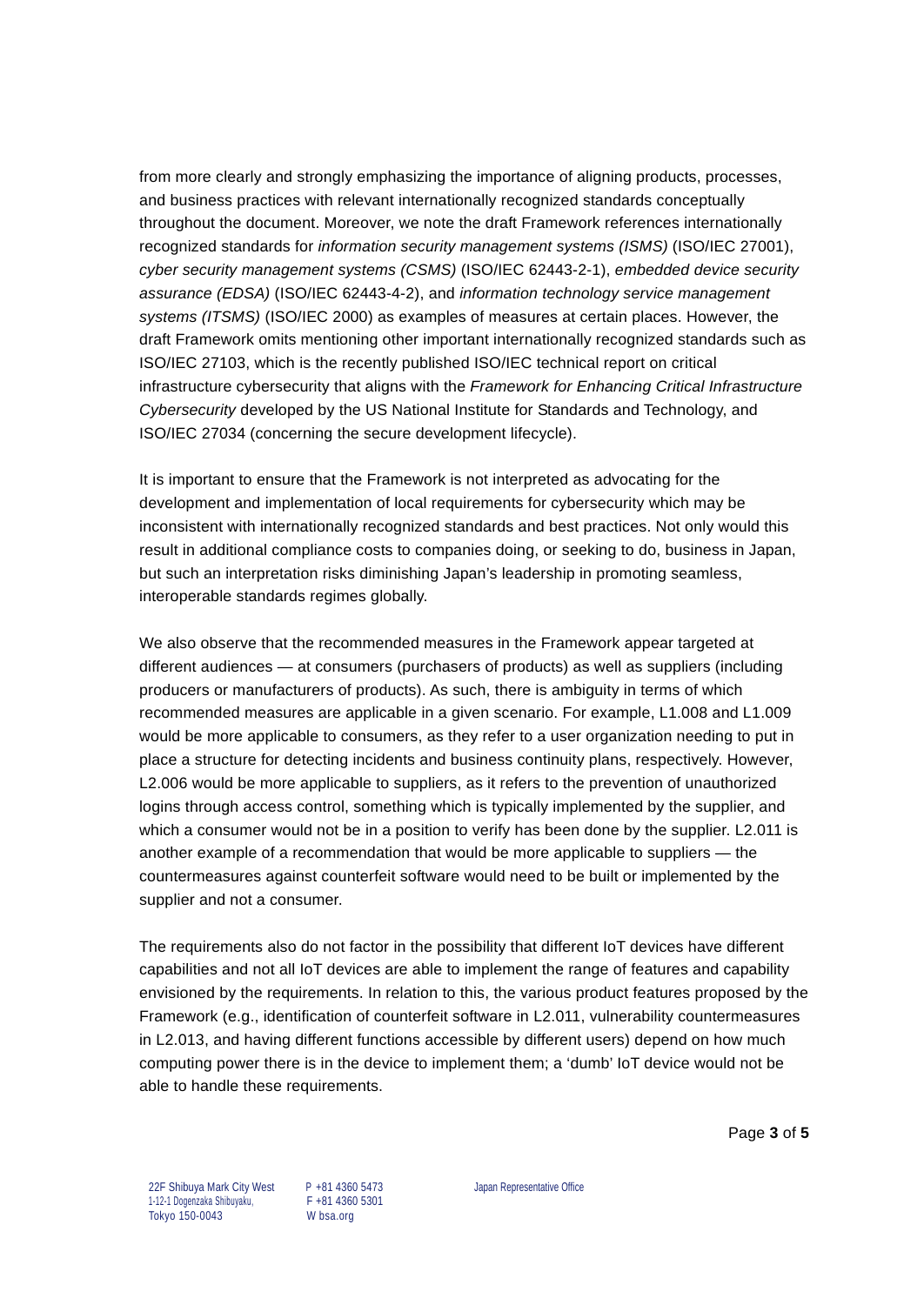from more clearly and strongly emphasizing the importance of aligning products, processes, and business practices with relevant internationally recognized standards conceptually throughout the document. Moreover, we note the draft Framework references internationally recognized standards for *information security management systems (ISMS)* (ISO/IEC 27001), *cyber security management systems (CSMS)* (ISO/IEC 62443-2-1), *embedded device security assurance (EDSA)* (ISO/IEC 62443-4-2), and *information technology service management systems (ITSMS)* (ISO/IEC 2000) as examples of measures at certain places. However, the draft Framework omits mentioning other important internationally recognized standards such as ISO/IEC 27103, which is the recently published ISO/IEC technical report on critical infrastructure cybersecurity that aligns with the *Framework for Enhancing Critical Infrastructure Cybersecurity* developed by the US National Institute for Standards and Technology, and ISO/IEC 27034 (concerning the secure development lifecycle).

It is important to ensure that the Framework is not interpreted as advocating for the development and implementation of local requirements for cybersecurity which may be inconsistent with internationally recognized standards and best practices. Not only would this result in additional compliance costs to companies doing, or seeking to do, business in Japan, but such an interpretation risks diminishing Japan's leadership in promoting seamless, interoperable standards regimes globally.

We also observe that the recommended measures in the Framework appear targeted at different audiences — at consumers (purchasers of products) as well as suppliers (including producers or manufacturers of products). As such, there is ambiguity in terms of which recommended measures are applicable in a given scenario. For example, L1.008 and L1.009 would be more applicable to consumers, as they refer to a user organization needing to put in place a structure for detecting incidents and business continuity plans, respectively. However, L2.006 would be more applicable to suppliers, as it refers to the prevention of unauthorized logins through access control, something which is typically implemented by the supplier, and which a consumer would not be in a position to verify has been done by the supplier. L2.011 is another example of a recommendation that would be more applicable to suppliers — the countermeasures against counterfeit software would need to be built or implemented by the supplier and not a consumer.

The requirements also do not factor in the possibility that different IoT devices have different capabilities and not all IoT devices are able to implement the range of features and capability envisioned by the requirements. In relation to this, the various product features proposed by the Framework (e.g., identification of counterfeit software in L2.011, vulnerability countermeasures in L2.013, and having different functions accessible by different users) depend on how much computing power there is in the device to implement them; a 'dumb' IoT device would not be able to handle these requirements.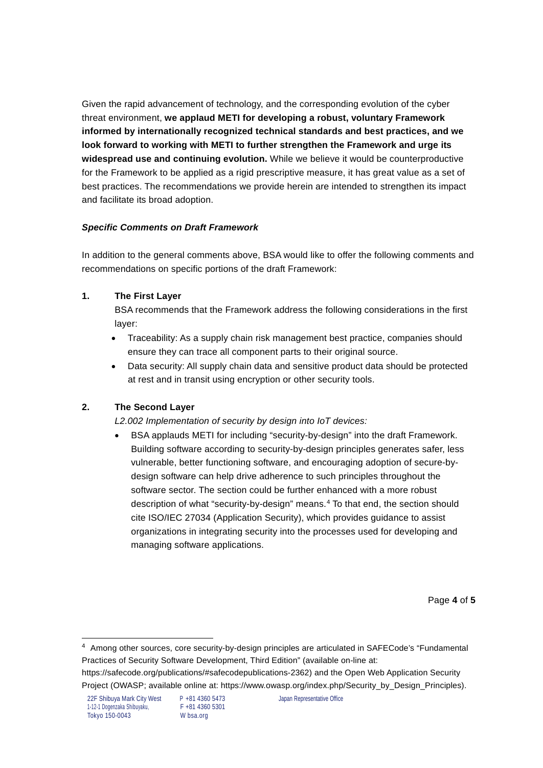Given the rapid advancement of technology, and the corresponding evolution of the cyber threat environment, **we applaud METI for developing a robust, voluntary Framework informed by internationally recognized technical standards and best practices, and we look forward to working with METI to further strengthen the Framework and urge its widespread use and continuing evolution.** While we believe it would be counterproductive for the Framework to be applied as a rigid prescriptive measure, it has great value as a set of best practices. The recommendations we provide herein are intended to strengthen its impact and facilitate its broad adoption.

***Specific Comments on Draft Framework***

In addition to the general comments above, BSA would like to offer the following comments and recommendations on specific portions of the draft Framework:

**1. The First Layer**

BSA recommends that the Framework address the following considerations in the first layer:

- Traceability: As a supply chain risk management best practice, companies should ensure they can trace all component parts to their original source.
- Data security: All supply chain data and sensitive product data should be protected at rest and in transit using encryption or other security tools.

**2. The Second Layer**

*L2.002 Implementation of security by design into IoT devices:*

- BSA applauds METI for including “security-by-design” into the draft Framework. Building software according to security-by-design principles generates safer, less vulnerable, better functioning software, and encouraging adoption of secure-by-design software can help drive adherence to such principles throughout the software sector. The section could be further enhanced with a more robust description of what “security-by-design” means.[4] To that end, the section should cite ISO/IEC 27034 (Application Security), which provides guidance to assist organizations in integrating security into the processes used for developing and managing software applications.

---

[4] Among other sources, core security-by-design principles are articulated in SAFECode’s “Fundamental Practices of Security Software Development, Third Edition” (available on-line at: https://safecode.org/publications/#safecodepublications-2362) and the Open Web Application Security Project (OWASP; available online at: https://www.owasp.org/index.php/Security_by_Design_Principles).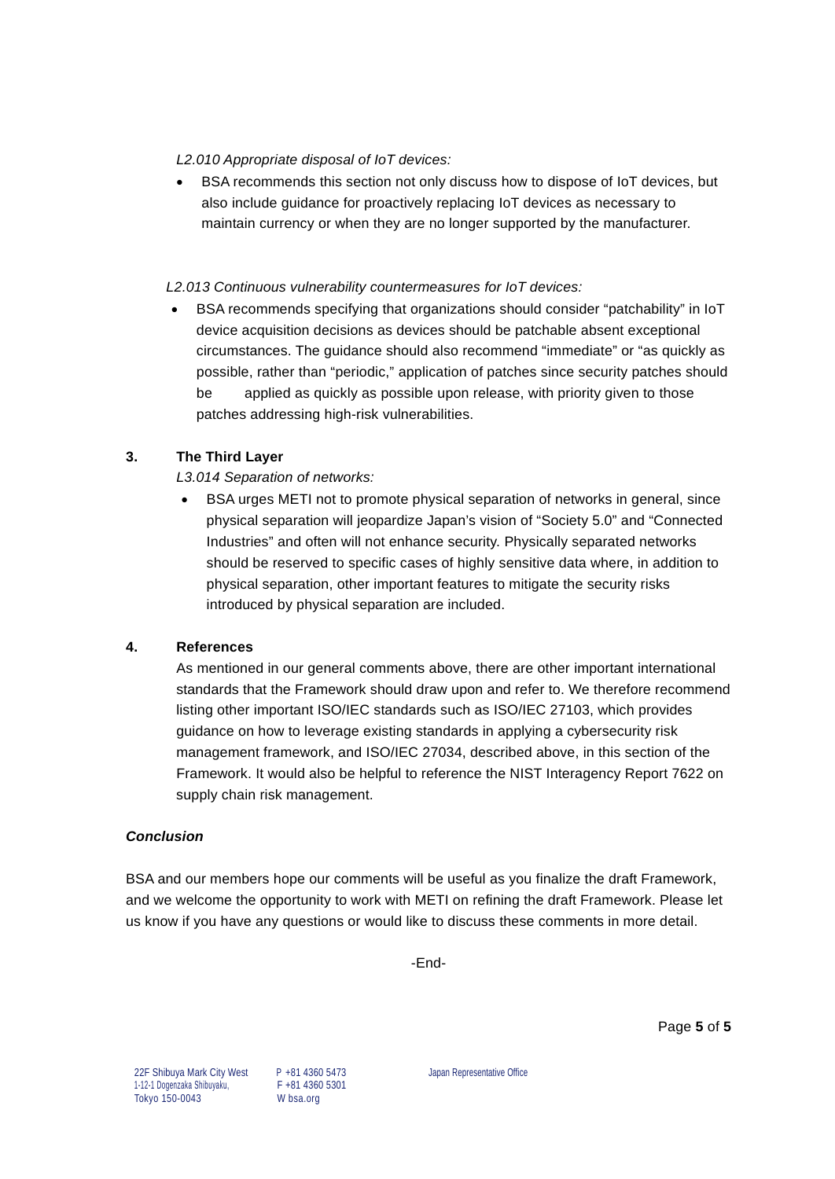*L2.010 Appropriate disposal of IoT devices:*

- BSA recommends this section not only discuss how to dispose of IoT devices, but also include guidance for proactively replacing IoT devices as necessary to maintain currency or when they are no longer supported by the manufacturer.

*L2.013 Continuous vulnerability countermeasures for IoT devices:*

- BSA recommends specifying that organizations should consider "patchability" in IoT device acquisition decisions as devices should be patchable absent exceptional circumstances. The guidance should also recommend "immediate" or "as quickly as possible, rather than "periodic," application of patches since security patches should be applied as quickly as possible upon release, with priority given to those patches addressing high-risk vulnerabilities.

## 3. The Third Layer

*L3.014 Separation of networks:*

- BSA urges METI not to promote physical separation of networks in general, since physical separation will jeopardize Japan's vision of "Society 5.0" and "Connected Industries" and often will not enhance security. Physically separated networks should be reserved to specific cases of highly sensitive data where, in addition to physical separation, other important features to mitigate the security risks introduced by physical separation are included.

## 4. References

As mentioned in our general comments above, there are other important international standards that the Framework should draw upon and refer to. We therefore recommend listing other important ISO/IEC standards such as ISO/IEC 27103, which provides guidance on how to leverage existing standards in applying a cybersecurity risk management framework, and ISO/IEC 27034, described above, in this section of the Framework. It would also be helpful to reference the NIST Interagency Report 7622 on supply chain risk management.

***Conclusion***

BSA and our members hope our comments will be useful as you finalize the draft Framework, and we welcome the opportunity to work with METI on refining the draft Framework. Please let us know if you have any questions or would like to discuss these comments in more detail.

-End-

22F Shibuya Mark City West
1-12-1 Dogenzaka Shibuyaku,
Tokyo 150-0043

P +81 4360 5473
F +81 4360 5301
W bsa.org

Japan Representative Office